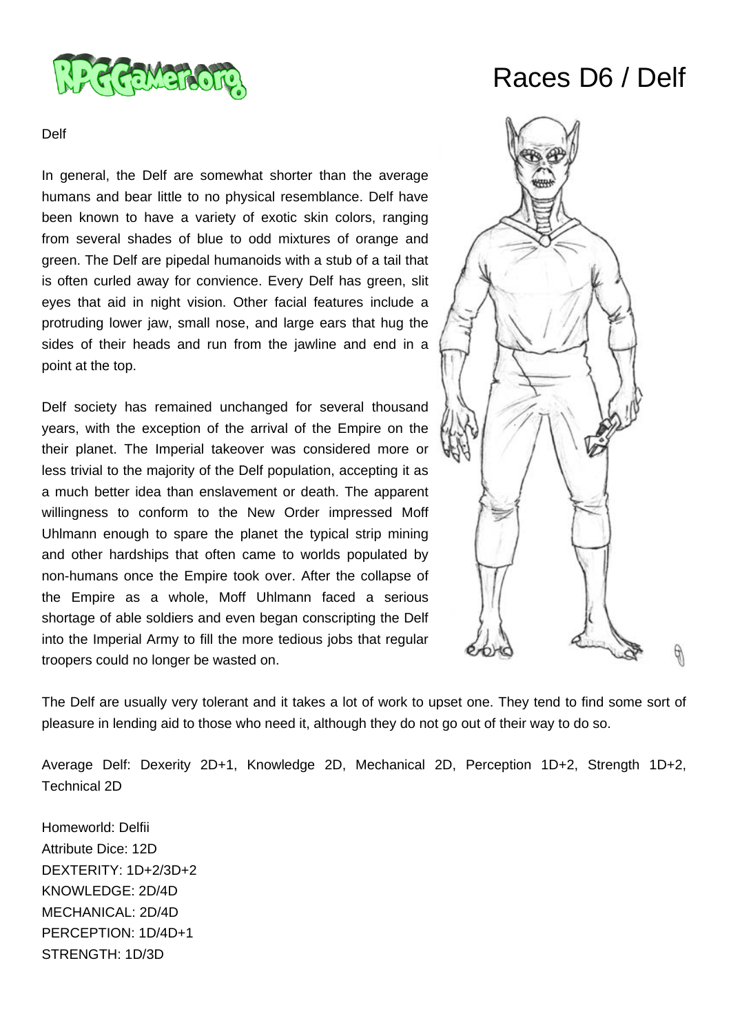# Races D6 / Delf

Delf

In general, the Delf are somewhat shorter than the average humans and bear little to no physical resemblance. Delf have been known to have a variety of exotic skin colors, ranging from several shades of blue to odd mixtures of orange and green. The Delf are pipedal humanoids with a stub of a tail that is often curled away for convience. Every Delf has green, slit eyes that aid in night vision. Other facial features include a protruding lower jaw, small nose, and large ears that hug the sides of their heads and run from the jawline and end in a point at the top.

Delf society has remained unchanged for several thousand years, with the exception of the arrival of the Empire on the their planet. The Imperial takeover was considered more or less trivial to the majority of the Delf population, accepting it as a much better idea than enslavement or death. The apparent willingness to conform to the New Order impressed Moff Uhlmann enough to spare the planet the typical strip mining and other hardships that often came to worlds populated by non-humans once the Empire took over. After the collapse of the Empire as a whole, Moff Uhlmann faced a serious shortage of able soldiers and even began conscripting the Delf into the Imperial Army to fill the more tedious jobs that regular troopers could no longer be wasted on.

The Delf are usually very tolerant and it takes a lot of work to upset one. They tend to find some sort of pleasure in lending aid to those who need it, although they do not go out of their way to do so.

Average Delf: Dexterity 2D+1, Knowledge 2D, Mechanical 2D, Perception 1D+2, Strength 1D+2, Technical 2D

Homeworld: Delfii
Attribute Dice: 12D
DEXTERITY: 1D+2/3D+2
KNOWLEDGE: 2D/4D
MECHANICAL: 2D/4D
PERCEPTION: 1D/4D+1
STRENGTH: 1D/3D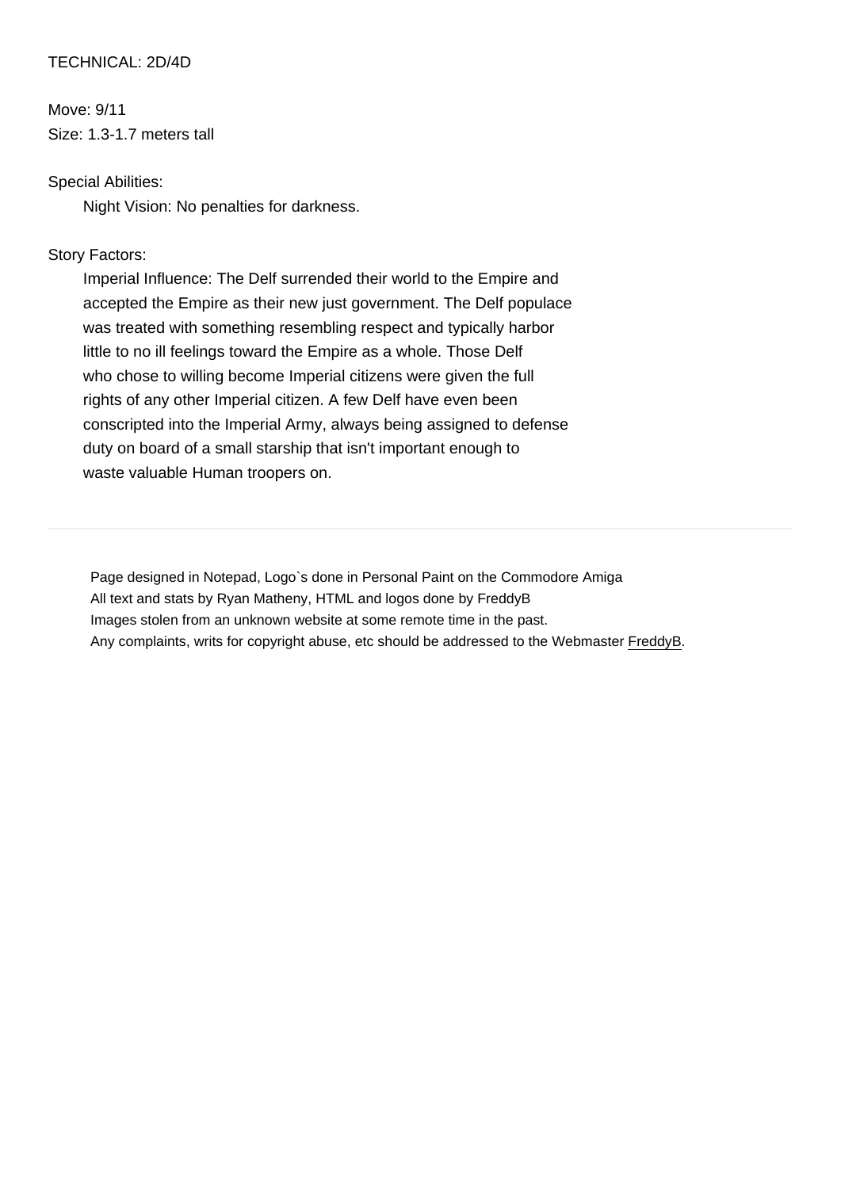TECHNICAL: 2D/4D

Move: 9/11
Size: 1.3-1.7 meters tall

Special Abilities:

Night Vision: No penalties for darkness.

Story Factors:

Imperial Influence: The Delf surrended their world to the Empire and accepted the Empire as their new just government. The Delf populace was treated with something resembling respect and typically harbor little to no ill feelings toward the Empire as a whole. Those Delf who chose to willing become Imperial citizens were given the full rights of any other Imperial citizen. A few Delf have even been conscripted into the Imperial Army, always being assigned to defense duty on board of a small starship that isn't important enough to waste valuable Human troopers on.

---

Page designed in Notepad, Logo`s done in Personal Paint on the Commodore Amiga
All text and stats by Ryan Matheny, HTML and logos done by FreddyB
Images stolen from an unknown website at some remote time in the past.
Any complaints, writs for copyright abuse, etc should be addressed to the Webmaster FreddyB.